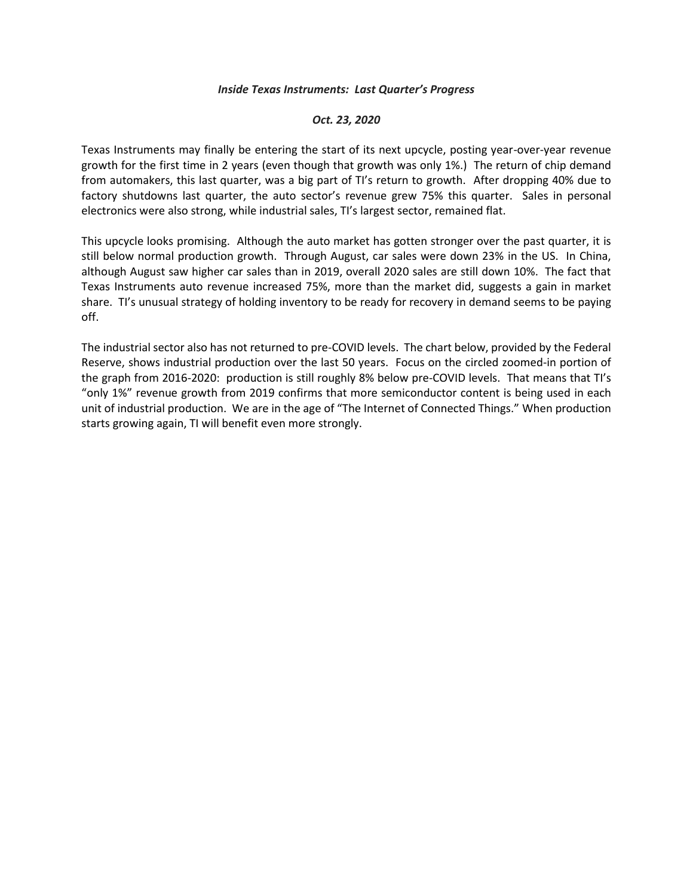***Inside Texas Instruments: Last Quarter's Progress***

***Oct. 23, 2020***

Texas Instruments may finally be entering the start of its next upcycle, posting year-over-year revenue growth for the first time in 2 years (even though that growth was only 1%.) The return of chip demand from automakers, this last quarter, was a big part of TI's return to growth. After dropping 40% due to factory shutdowns last quarter, the auto sector's revenue grew 75% this quarter. Sales in personal electronics were also strong, while industrial sales, TI's largest sector, remained flat.

This upcycle looks promising. Although the auto market has gotten stronger over the past quarter, it is still below normal production growth. Through August, car sales were down 23% in the US. In China, although August saw higher car sales than in 2019, overall 2020 sales are still down 10%. The fact that Texas Instruments auto revenue increased 75%, more than the market did, suggests a gain in market share. TI's unusual strategy of holding inventory to be ready for recovery in demand seems to be paying off.

The industrial sector also has not returned to pre-COVID levels. The chart below, provided by the Federal Reserve, shows industrial production over the last 50 years. Focus on the circled zoomed-in portion of the graph from 2016-2020: production is still roughly 8% below pre-COVID levels. That means that TI's "only 1%" revenue growth from 2019 confirms that more semiconductor content is being used in each unit of industrial production. We are in the age of "The Internet of Connected Things." When production starts growing again, TI will benefit even more strongly.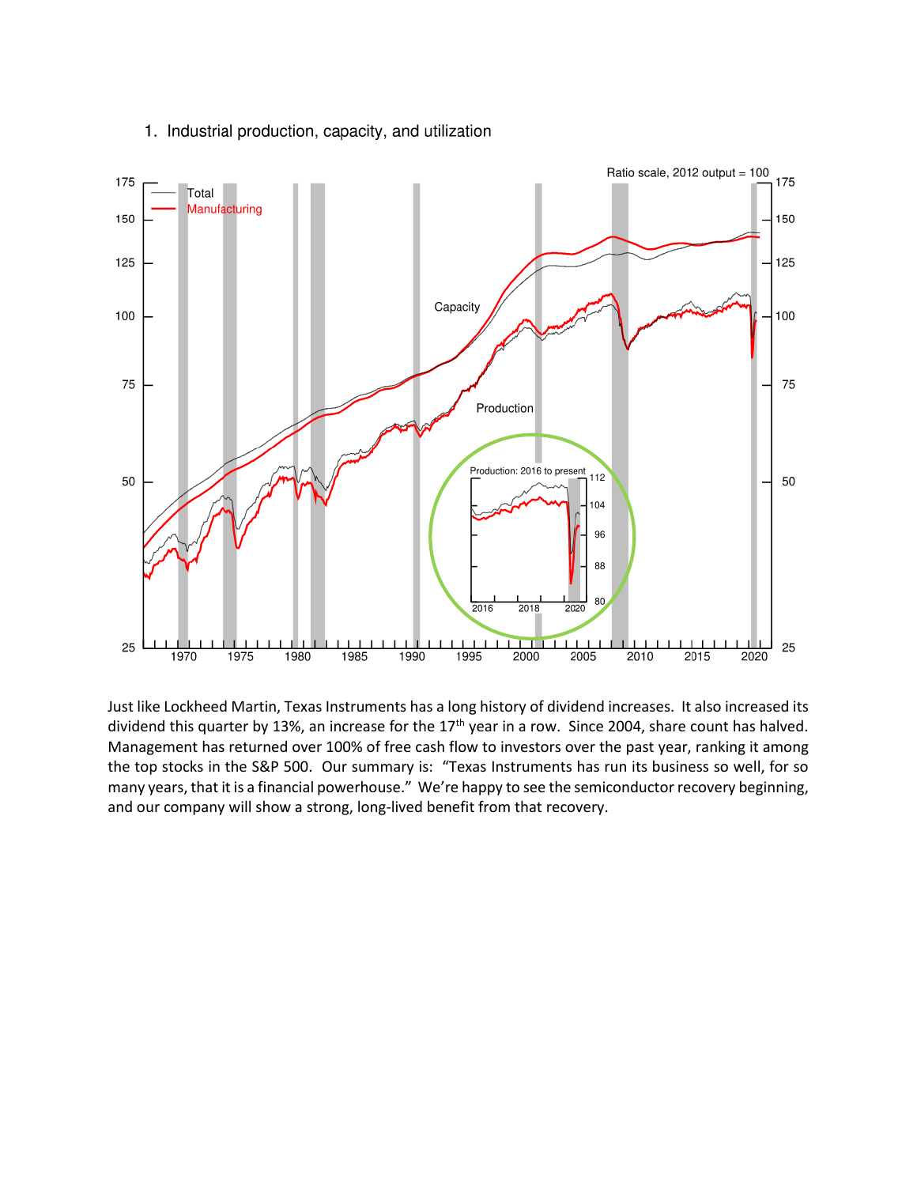1. Industrial production, capacity, and utilization

Ratio scale, 2012 output = 100

Total
Manufacturing

Capacity

Production

Production: 2016 to present

175
150
125
100
75
50
25

112
104
96
88
80

2016
2018
2020

1970
1975
1980
1985
1990
1995
2000
2005
2010
2015
2020

Just like Lockheed Martin, Texas Instruments has a long history of dividend increases. It also increased its dividend this quarter by 13%, an increase for the 17th year in a row. Since 2004, share count has halved. Management has returned over 100% of free cash flow to investors over the past year, ranking it among the top stocks in the S&P 500. Our summary is: "Texas Instruments has run its business so well, for so many years, that it is a financial powerhouse." We're happy to see the semiconductor recovery beginning, and our company will show a strong, long-lived benefit from that recovery.